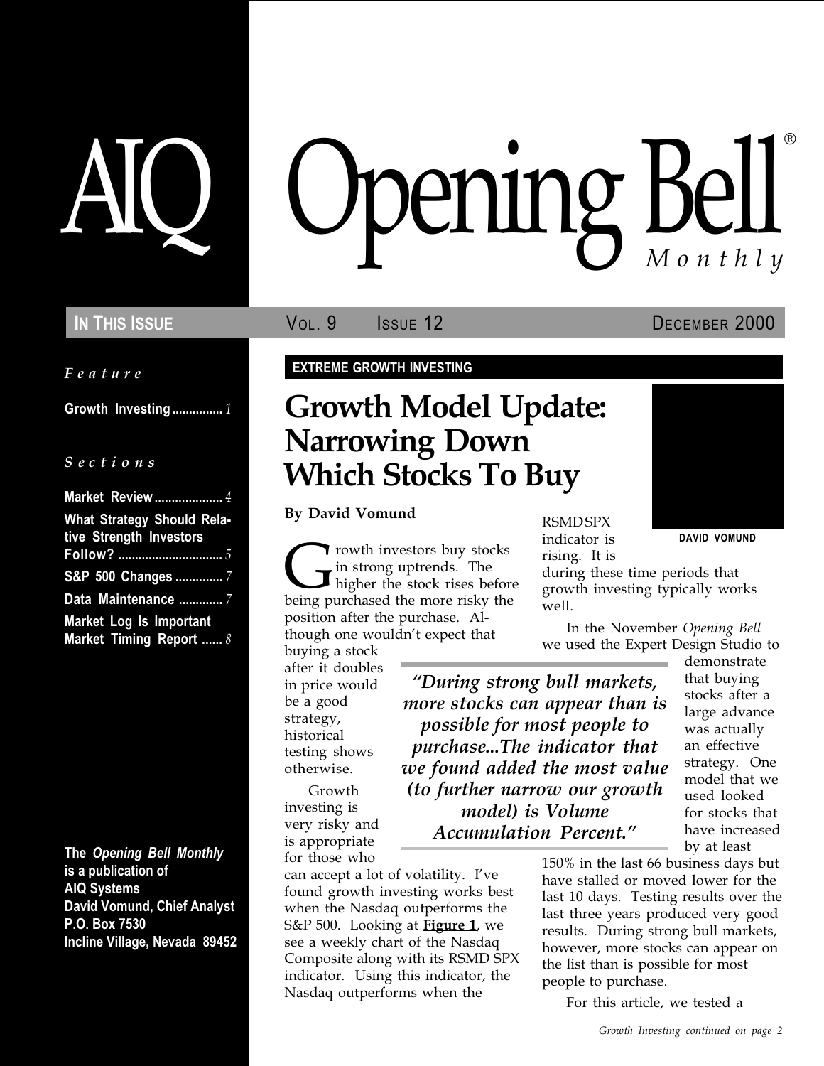# AIQ Opening Bell® Monthly

**IN THIS ISSUE** VOL. 9 ISSUE 12 DECEMBER 2000

*Feature*

Growth Investing ............... 1

*Sections*

Market Review .................... 4

What Strategy Should Relative Strength Investors Follow? ............................... 5

S&P 500 Changes .............. 7

Data Maintenance ............. 7

Market Log Is Important Market Timing Report ...... 8

**The *Opening Bell Monthly* is a publication of AIQ Systems**
**David Vomund, Chief Analyst**
**P.O. Box 7530**
**Incline Village, Nevada 89452**

**EXTREME GROWTH INVESTING**

# Growth Model Update: Narrowing Down Which Stocks To Buy

**By David Vomund**

DAVID VOMUND

Growth investors buy stocks in strong uptrends. The higher the stock rises before being purchased the more risky the position after the purchase. Although one wouldn't expect that buying a stock after it doubles in price would be a good strategy, historical testing shows otherwise.

Growth investing is very risky and is appropriate for those who can accept a lot of volatility. I've found growth investing works best when the Nasdaq outperforms the S&P 500. Looking at **Figure 1**, we see a weekly chart of the Nasdaq Composite along with its RSMD SPX indicator. Using this indicator, the Nasdaq outperforms when the RSMD SPX indicator is rising. It is during these time periods that growth investing typically works well.

> *"During strong bull markets, more stocks can appear than is possible for most people to purchase...The indicator that we found added the most value (to further narrow our growth model) is Volume Accumulation Percent."*

In the November *Opening Bell* we used the Expert Design Studio to demonstrate that buying stocks after a large advance was actually an effective strategy. One model that we used looked for stocks that have increased by at least 150% in the last 66 business days but have stalled or moved lower for the last 10 days. Testing results over the last three years produced very good results. During strong bull markets, however, more stocks can appear on the list than is possible for most people to purchase.

For this article, we tested a

*Growth Investing continued on page 2*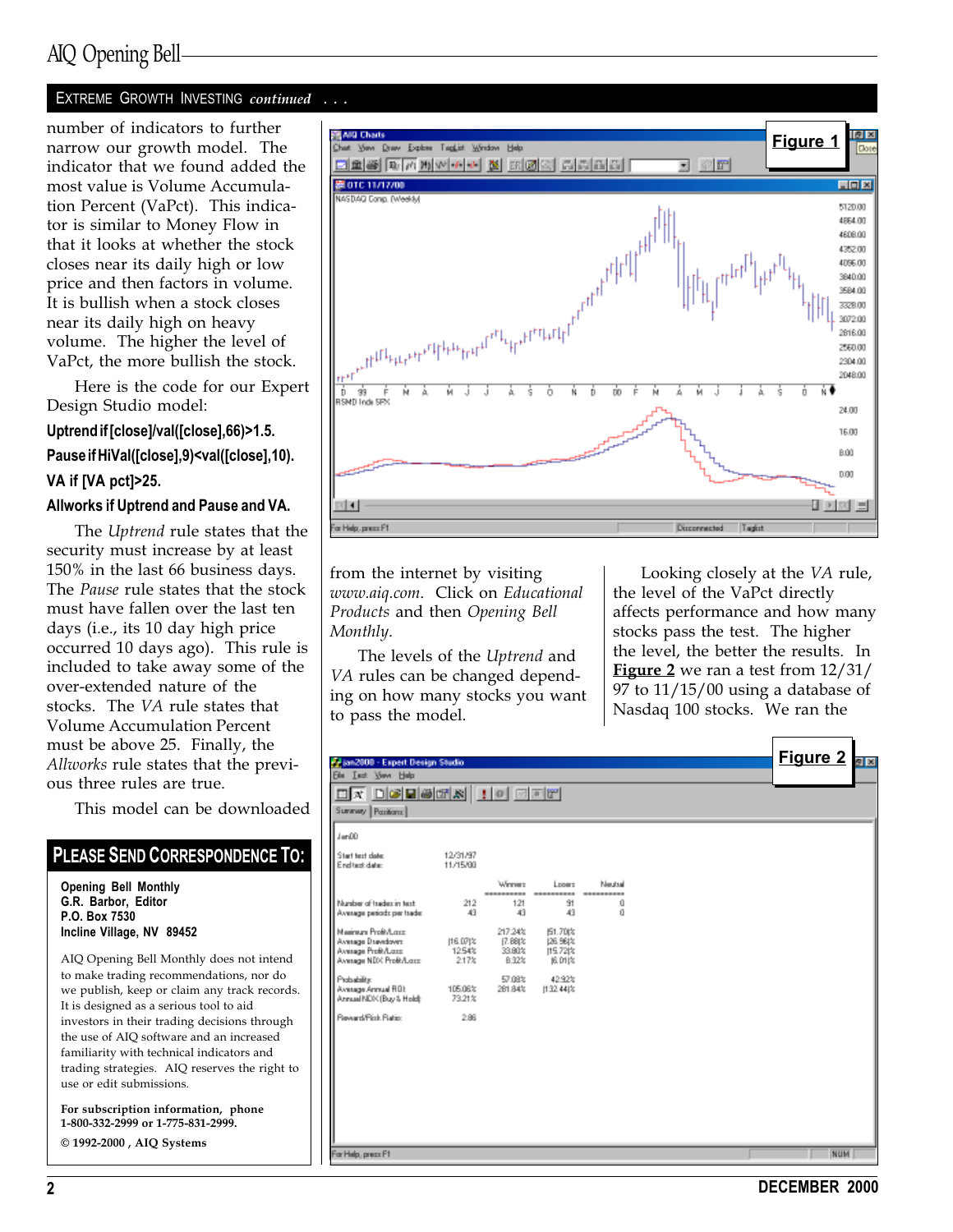## EXTREME GROWTH INVESTING *continued* . . .

number of indicators to further narrow our growth model. The indicator that we found added the most value is Volume Accumulation Percent (VaPct). This indicator is similar to Money Flow in that it looks at whether the stock closes near its daily high or low price and then factors in volume. It is bullish when a stock closes near its daily high on heavy volume. The higher the level of VaPct, the more bullish the stock.

Here is the code for our Expert Design Studio model:

```
Uptrend if [close]/val([close],66)>1.5.
Pause if HiVal([close],9)<val([close],10).
VA if [VA pct]>25.
Allworks if Uptrend and Pause and VA.
```

The *Uptrend* rule states that the security must increase by at least 150% in the last 66 business days. The *Pause* rule states that the stock must have fallen over the last ten days (i.e., its 10 day high price occurred 10 days ago). This rule is included to take away some of the over-extended nature of the stocks. The *VA* rule states that Volume Accumulation Percent must be above 25. Finally, the *Allworks* rule states that the previous three rules are true.

This model can be downloaded from the internet by visiting *www.aiq.com*. Click on *Educational Products* and then *Opening Bell Monthly*.

The levels of the *Uptrend* and *VA* rules can be changed depending on how many stocks you want to pass the model.

Looking closely at the *VA* rule, the level of the VaPct directly affects performance and how many stocks pass the test. The higher the level, the better the results. In **Figure 2** we ran a test from 12/31/97 to 11/15/00 using a database of Nasdaq 100 stocks. We ran the

**Figure 1**

**Figure 2**

Jan00

Start test date: 12/31/97
End test date: 11/15/00

| | | Winners | Losers | Neutral |
|---|---|---|---|---|
| Number of trades in test: | 212 | 121 | 91 | 0 |
| Average periods per trade: | 43 | 43 | 43 | 0 |
| Maximum Profit/Loss: | | 217.24% | (51.70)% | |
| Average Drawdown: | (16.07)% | (7.88)% | (26.96)% | |
| Average Profit/Loss: | 12.54% | 33.80% | (15.72)% | |
| Average NDX Profit/Loss: | 2.17% | 8.32% | (6.01)% | |
| Probability: | | 57.08% | 42.92% | |
| Average Annual ROI: | 105.06% | 281.84% | (132.44)% | |
| Annual NDX (Buy & Hold): | 73.21% | | | |
| Reward/Risk Ratio: | 2.86 | | | |

## PLEASE SEND CORRESPONDENCE TO:

**Opening Bell Monthly**
**G.R. Barbor, Editor**
**P.O. Box 7530**
**Incline Village, NV 89452**

AIQ Opening Bell Monthly does not intend to make trading recommendations, nor do we publish, keep or claim any track records. It is designed as a serious tool to aid investors in their trading decisions through the use of AIQ software and an increased familiarity with technical indicators and trading strategies. AIQ reserves the right to use or edit submissions.

**For subscription information, phone 1-800-332-2999 or 1-775-831-2999.**

**© 1992-2000 , AIQ Systems**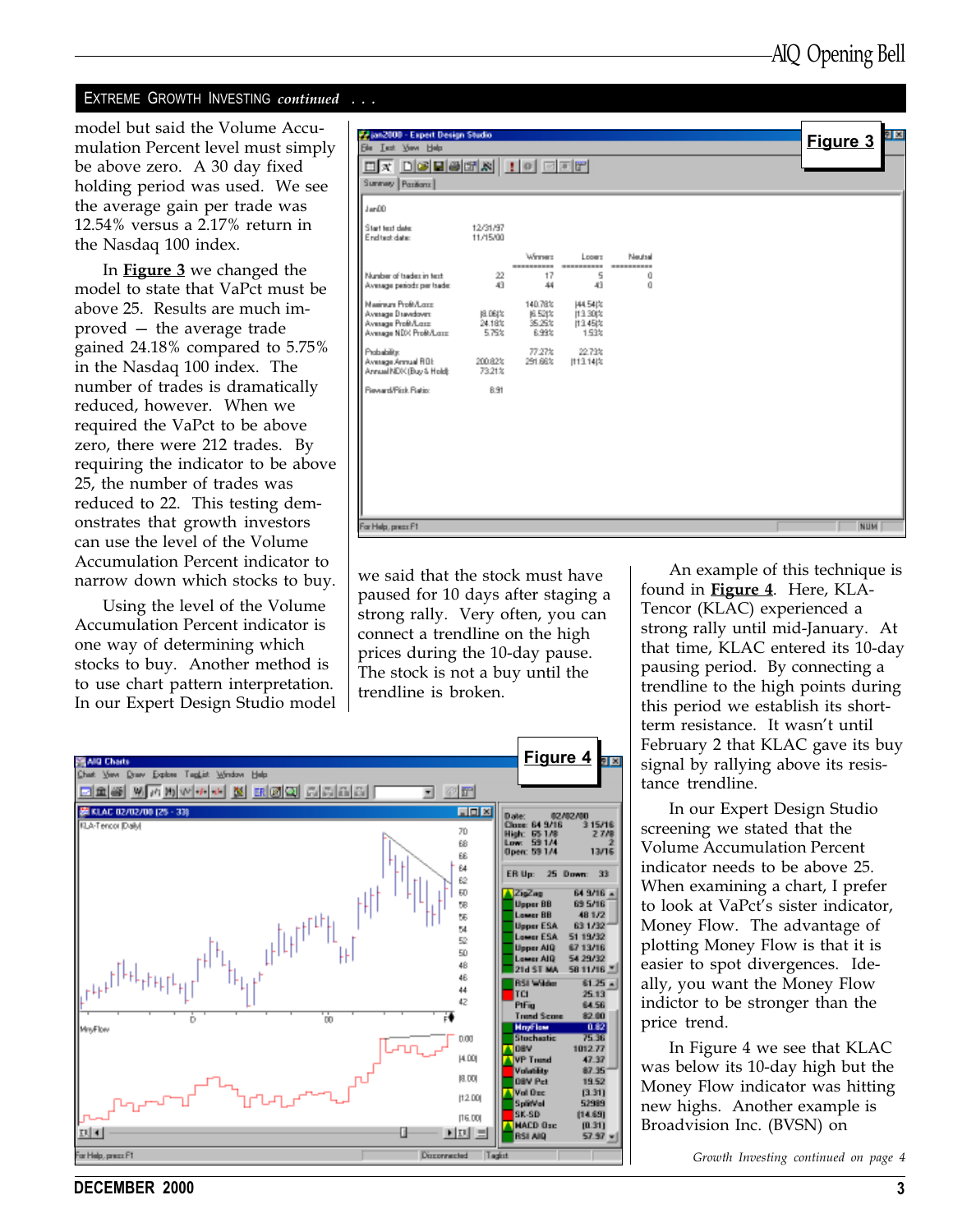## EXTREME GROWTH INVESTING *continued* . . .

model but said the Volume Accumulation Percent level must simply be above zero. A 30 day fixed holding period was used. We see the average gain per trade was 12.54% versus a 2.17% return in the Nasdaq 100 index.

In **Figure 3** we changed the model to state that VaPct must be above 25. Results are much improved — the average trade gained 24.18% compared to 5.75% in the Nasdaq 100 index. The number of trades is dramatically reduced, however. When we required the VaPct to be above zero, there were 212 trades. By requiring the indicator to be above 25, the number of trades was reduced to 22. This testing demonstrates that growth investors can use the level of the Volume Accumulation Percent indicator to narrow down which stocks to buy.

Using the level of the Volume Accumulation Percent indicator is one way of determining which stocks to buy. Another method is to use chart pattern interpretation. In our Expert Design Studio model we said that the stock must have paused for 10 days after staging a strong rally. Very often, you can connect a trendline on the high prices during the 10-day pause. The stock is not a buy until the trendline is broken.

**Figure 3**

Jan00

Start test date: 12/31/97
End test date: 11/15/00

| | | Winners | Losers | Neutral |
|---|---|---|---|---|
| Number of trades in test: | 22 | 17 | 5 | 0 |
| Average periods per trade: | 43 | 44 | 43 | 0 |
| Maximum Profit/Loss: | | 140.78% | (44.54)% | |
| Average Drawdown: | (8.06)% | (6.52)% | (13.30)% | |
| Average Profit/Loss: | 24.18% | 35.25% | (13.45)% | |
| Average NDX Profit/Loss: | 5.75% | 6.93% | 1.53% | |
| Probability: | | 77.27% | 22.73% | |
| Average Annual ROI: | 200.82% | 291.66% | (113.14)% | |
| Annual NDX (Buy & Hold): | 73.21% | | | |
| Reward/Risk Ratio: | 8.91 | | | |

**Figure 4**

An example of this technique is found in **Figure 4**. Here, KLA-Tencor (KLAC) experienced a strong rally until mid-January. At that time, KLAC entered its 10-day pausing period. By connecting a trendline to the high points during this period we establish its short-term resistance. It wasn't until February 2 that KLAC gave its buy signal by rallying above its resistance trendline.

In our Expert Design Studio screening we stated that the Volume Accumulation Percent indicator needs to be above 25. When examining a chart, I prefer to look at VaPct's sister indicator, Money Flow. The advantage of plotting Money Flow is that it is easier to spot divergences. Ideally, you want the Money Flow indictor to be stronger than the price trend.

In Figure 4 we see that KLAC was below its 10-day high but the Money Flow indicator was hitting new highs. Another example is Broadvision Inc. (BVSN) on

*Growth Investing continued on page 4*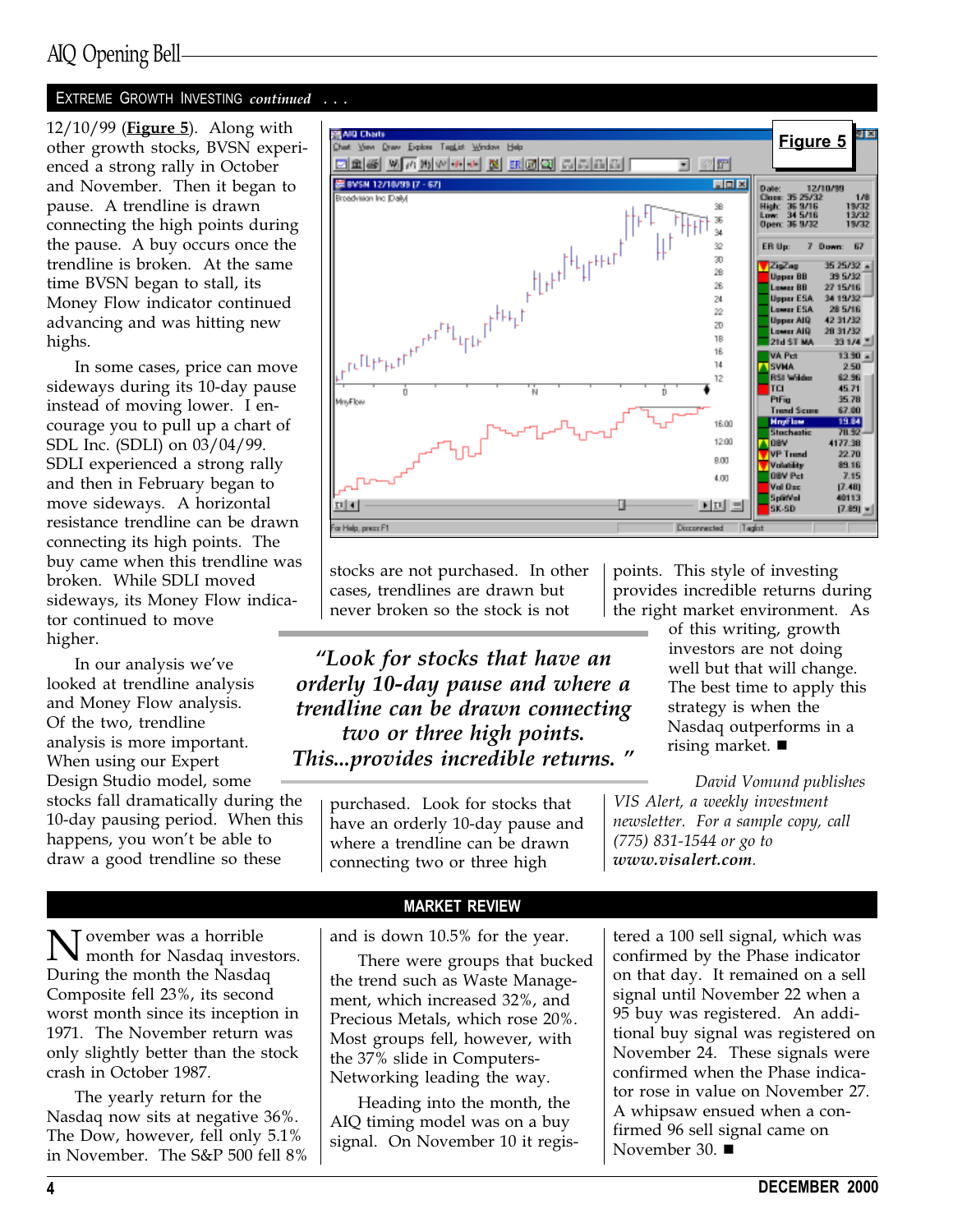## EXTREME GROWTH INVESTING *continued* . . .

12/10/99 (**Figure 5**). Along with other growth stocks, BVSN experienced a strong rally in October and November. Then it began to pause. A trendline is drawn connecting the high points during the pause. A buy occurs once the trendline is broken. At the same time BVSN began to stall, its Money Flow indicator continued advancing and was hitting new highs.

In some cases, price can move sideways during its 10-day pause instead of moving lower. I encourage you to pull up a chart of SDL Inc. (SDLI) on 03/04/99. SDLI experienced a strong rally and then in February began to move sideways. A horizontal resistance trendline can be drawn connecting its high points. The buy came when this trendline was broken. While SDLI moved sideways, its Money Flow indicator continued to move higher.

In our analysis we've looked at trendline analysis and Money Flow analysis. Of the two, trendline analysis is more important. When using our Expert Design Studio model, some stocks fall dramatically during the 10-day pausing period. When this happens, you won't be able to draw a good trendline so these stocks are not purchased. In other cases, trendlines are drawn but never broken so the stock is not purchased. Look for stocks that have an orderly 10-day pause and where a trendline can be drawn connecting two or three high points. This style of investing provides incredible returns during the right market environment. As of this writing, growth investors are not doing well but that will change. The best time to apply this strategy is when the Nasdaq outperforms in a rising market. ■

***"Look for stocks that have an orderly 10-day pause and where a trendline can be drawn connecting two or three high points. This...provides incredible returns."***

**Figure 5**

*David Vomund publishes VIS Alert, a weekly investment newsletter. For a sample copy, call (775) 831-1544 or go to* ***www.visalert.com***.

## MARKET REVIEW

November was a horrible month for Nasdaq investors. During the month the Nasdaq Composite fell 23%, its second worst month since its inception in 1971. The November return was only slightly better than the stock crash in October 1987.

The yearly return for the Nasdaq now sits at negative 36%. The Dow, however, fell only 5.1% in November. The S&P 500 fell 8% and is down 10.5% for the year.

There were groups that bucked the trend such as Waste Management, which increased 32%, and Precious Metals, which rose 20%. Most groups fell, however, with the 37% slide in Computers-Networking leading the way.

Heading into the month, the AIQ timing model was on a buy signal. On November 10 it registered a 100 sell signal, which was confirmed by the Phase indicator on that day. It remained on a sell signal until November 22 when a 95 buy was registered. An additional buy signal was registered on November 24. These signals were confirmed when the Phase indicator rose in value on November 27. A whipsaw ensued when a confirmed 96 sell signal came on November 30. ■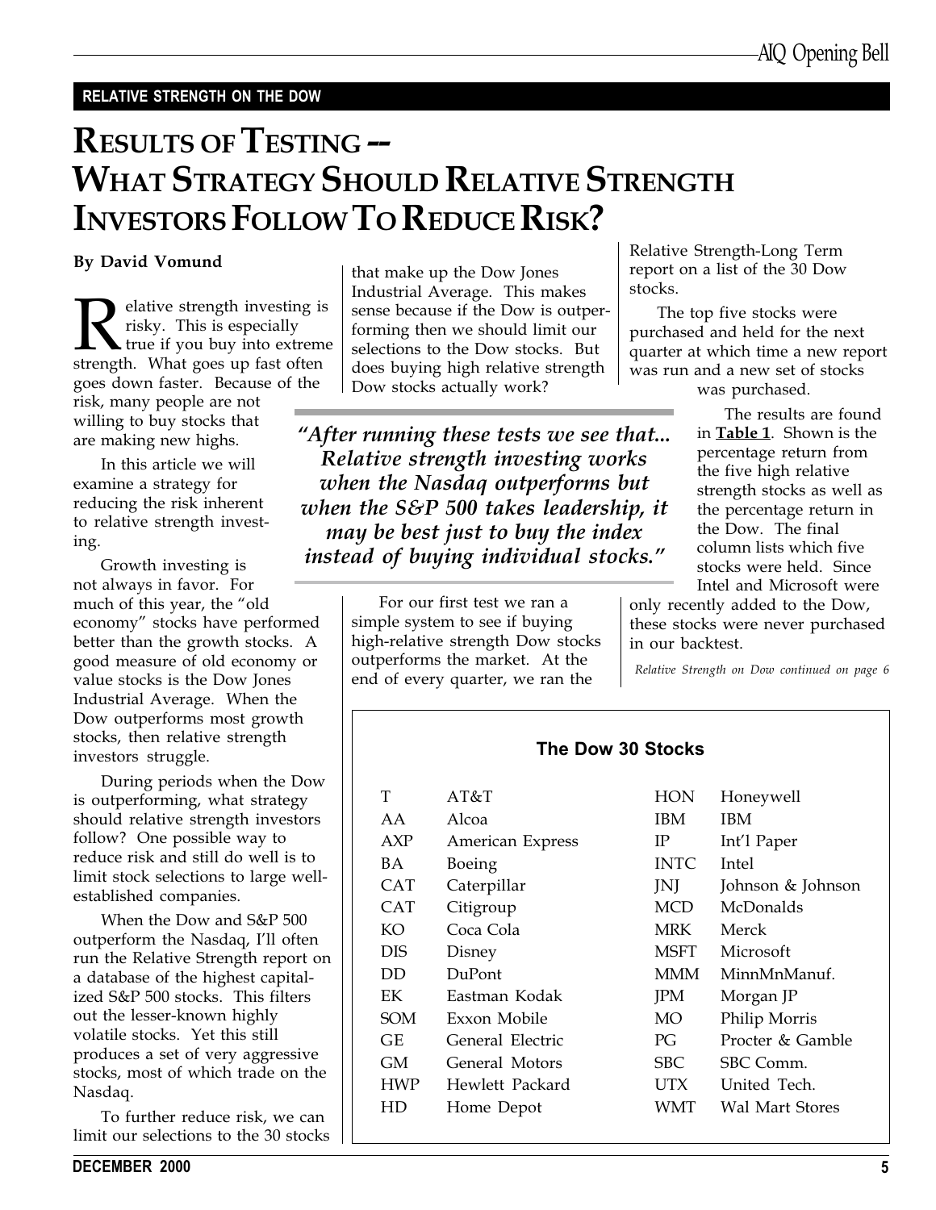RELATIVE STRENGTH ON THE DOW

# RESULTS OF TESTING -- WHAT STRATEGY SHOULD RELATIVE STRENGTH INVESTORS FOLLOW TO REDUCE RISK?

**By David Vomund**

Relative strength investing is risky. This is especially true if you buy into extreme strength. What goes up fast often goes down faster. Because of the risk, many people are not willing to buy stocks that are making new highs.

In this article we will examine a strategy for reducing the risk inherent to relative strength investing.

Growth investing is not always in favor. For much of this year, the "old economy" stocks have performed better than the growth stocks. A good measure of old economy or value stocks is the Dow Jones Industrial Average. When the Dow outperforms most growth stocks, then relative strength investors struggle.

During periods when the Dow is outperforming, what strategy should relative strength investors follow? One possible way to reduce risk and still do well is to limit stock selections to large well-established companies.

When the Dow and S&P 500 outperform the Nasdaq, I'll often run the Relative Strength report on a database of the highest capitalized S&P 500 stocks. This filters out the lesser-known highly volatile stocks. Yet this still produces a set of very aggressive stocks, most of which trade on the Nasdaq.

To further reduce risk, we can limit our selections to the 30 stocks that make up the Dow Jones Industrial Average. This makes sense because if the Dow is outperforming then we should limit our selections to the Dow stocks. But does buying high relative strength Dow stocks actually work?

> *"After running these tests we see that... Relative strength investing works when the Nasdaq outperforms but when the S&P 500 takes leadership, it may be best just to buy the index instead of buying individual stocks."*

For our first test we ran a simple system to see if buying high-relative strength Dow stocks outperforms the market. At the end of every quarter, we ran the Relative Strength-Long Term report on a list of the 30 Dow stocks.

The top five stocks were purchased and held for the next quarter at which time a new report was run and a new set of stocks was purchased.

The results are found in **Table 1**. Shown is the percentage return from the five high relative strength stocks as well as the percentage return in the Dow. The final column lists which five stocks were held. Since Intel and Microsoft were only recently added to the Dow, these stocks were never purchased in our backtest.

*Relative Strength on Dow continued on page 6*

**The Dow 30 Stocks**

| | | | |
|---|---|---|---|
| T | AT&T | HON | Honeywell |
| AA | Alcoa | IBM | IBM |
| AXP | American Express | IP | Int'l Paper |
| BA | Boeing | INTC | Intel |
| CAT | Caterpillar | JNJ | Johnson & Johnson |
| CAT | Citigroup | MCD | McDonalds |
| KO | Coca Cola | MRK | Merck |
| DIS | Disney | MSFT | Microsoft |
| DD | DuPont | MMM | MinnMnManuf. |
| EK | Eastman Kodak | JPM | Morgan JP |
| SOM | Exxon Mobile | MO | Philip Morris |
| GE | General Electric | PG | Procter & Gamble |
| GM | General Motors | SBC | SBC Comm. |
| HWP | Hewlett Packard | UTX | United Tech. |
| HD | Home Depot | WMT | Wal Mart Stores |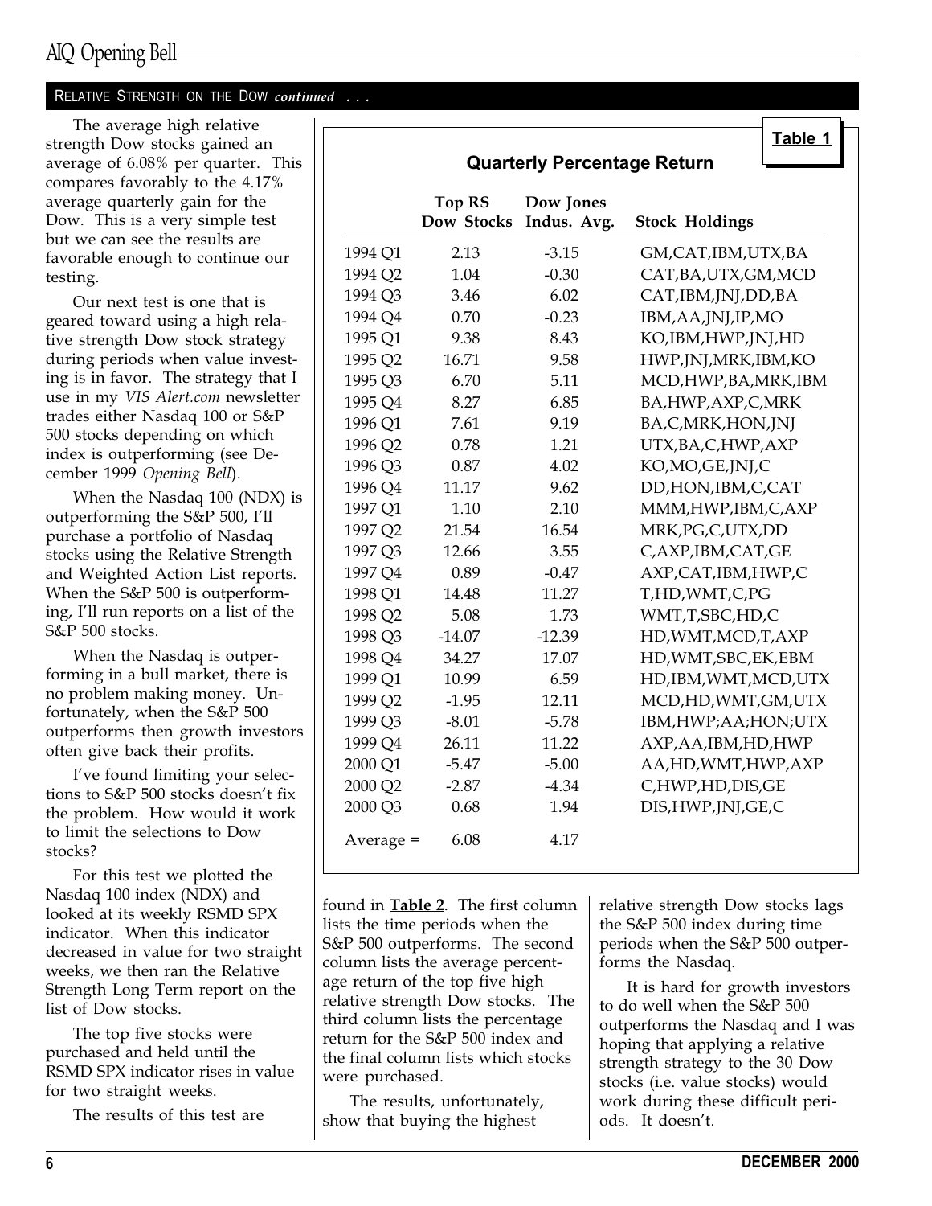RELATIVE STRENGTH ON THE DOW *continued* . . .

The average high relative strength Dow stocks gained an average of 6.08% per quarter. This compares favorably to the 4.17% average quarterly gain for the Dow. This is a very simple test but we can see the results are favorable enough to continue our testing.

Our next test is one that is geared toward using a high relative strength Dow stock strategy during periods when value investing is in favor. The strategy that I use in my *VIS Alert.com* newsletter trades either Nasdaq 100 or S&P 500 stocks depending on which index is outperforming (see December 1999 *Opening Bell*).

When the Nasdaq 100 (NDX) is outperforming the S&P 500, I'll purchase a portfolio of Nasdaq stocks using the Relative Strength and Weighted Action List reports. When the S&P 500 is outperforming, I'll run reports on a list of the S&P 500 stocks.

When the Nasdaq is outperforming in a bull market, there is no problem making money. Unfortunately, when the S&P 500 outperforms then growth investors often give back their profits.

I've found limiting your selections to S&P 500 stocks doesn't fix the problem. How would it work to limit the selections to Dow stocks?

For this test we plotted the Nasdaq 100 index (NDX) and looked at its weekly RSMD SPX indicator. When this indicator decreased in value for two straight weeks, we then ran the Relative Strength Long Term report on the list of Dow stocks.

The top five stocks were purchased and held until the RSMD SPX indicator rises in value for two straight weeks.

The results of this test are found in **Table 2**. The first column lists the time periods when the S&P 500 outperforms. The second column lists the average percentage return of the top five high relative strength Dow stocks. The third column lists the percentage return for the S&P 500 index and the final column lists which stocks were purchased.

The results, unfortunately, show that buying the highest relative strength Dow stocks lags the S&P 500 index during time periods when the S&P 500 outperforms the Nasdaq.

It is hard for growth investors to do well when the S&P 500 outperforms the Nasdaq and I was hoping that applying a relative strength strategy to the 30 Dow stocks (i.e. value stocks) would work during these difficult periods. It doesn't.

**Table 1**

**Quarterly Percentage Return**

| | Top RS Dow Stocks | Dow Jones Indus. Avg. | Stock Holdings |
|---|---|---|---|
| 1994 Q1 | 2.13 | -3.15 | GM,CAT,IBM,UTX,BA |
| 1994 Q2 | 1.04 | -0.30 | CAT,BA,UTX,GM,MCD |
| 1994 Q3 | 3.46 | 6.02 | CAT,IBM,JNJ,DD,BA |
| 1994 Q4 | 0.70 | -0.23 | IBM,AA,JNJ,IP,MO |
| 1995 Q1 | 9.38 | 8.43 | KO,IBM,HWP,JNJ,HD |
| 1995 Q2 | 16.71 | 9.58 | HWP,JNJ,MRK,IBM,KO |
| 1995 Q3 | 6.70 | 5.11 | MCD,HWP,BA,MRK,IBM |
| 1995 Q4 | 8.27 | 6.85 | BA,HWP,AXP,C,MRK |
| 1996 Q1 | 7.61 | 9.19 | BA,C,MRK,HON,JNJ |
| 1996 Q2 | 0.78 | 1.21 | UTX,BA,C,HWP,AXP |
| 1996 Q3 | 0.87 | 4.02 | KO,MO,GE,JNJ,C |
| 1996 Q4 | 11.17 | 9.62 | DD,HON,IBM,C,CAT |
| 1997 Q1 | 1.10 | 2.10 | MMM,HWP,IBM,C,AXP |
| 1997 Q2 | 21.54 | 16.54 | MRK,PG,C,UTX,DD |
| 1997 Q3 | 12.66 | 3.55 | C,AXP,IBM,CAT,GE |
| 1997 Q4 | 0.89 | -0.47 | AXP,CAT,IBM,HWP,C |
| 1998 Q1 | 14.48 | 11.27 | T,HD,WMT,C,PG |
| 1998 Q2 | 5.08 | 1.73 | WMT,T,SBC,HD,C |
| 1998 Q3 | -14.07 | -12.39 | HD,WMT,MCD,T,AXP |
| 1998 Q4 | 34.27 | 17.07 | HD,WMT,SBC,EK,EBM |
| 1999 Q1 | 10.99 | 6.59 | HD,IBM,WMT,MCD,UTX |
| 1999 Q2 | -1.95 | 12.11 | MCD,HD,WMT,GM,UTX |
| 1999 Q3 | -8.01 | -5.78 | IBM,HWP;AA;HON;UTX |
| 1999 Q4 | 26.11 | 11.22 | AXP,AA,IBM,HD,HWP |
| 2000 Q1 | -5.47 | -5.00 | AA,HD,WMT,HWP,AXP |
| 2000 Q2 | -2.87 | -4.34 | C,HWP,HD,DIS,GE |
| 2000 Q3 | 0.68 | 1.94 | DIS,HWP,JNJ,GE,C |
| Average = | 6.08 | 4.17 | |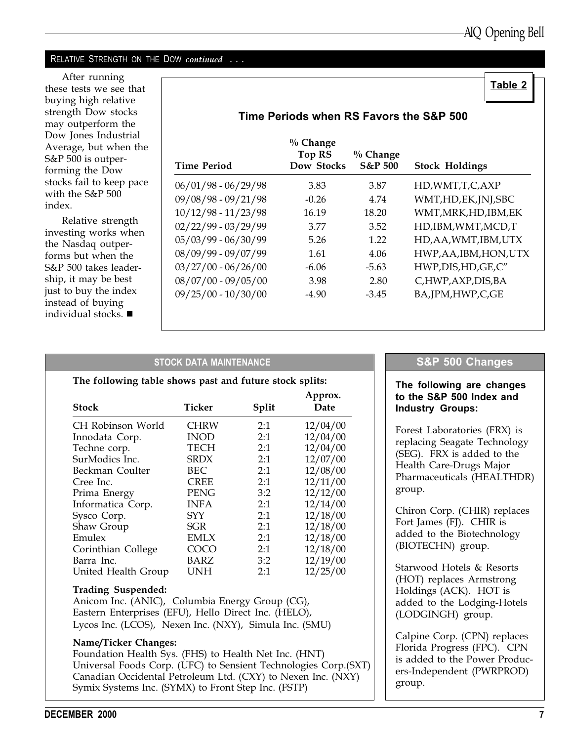## RELATIVE STRENGTH ON THE DOW *continued* . . .

After running these tests we see that buying high relative strength Dow stocks may outperform the Dow Jones Industrial Average, but when the S&P 500 is outperforming the Dow stocks fail to keep pace with the S&P 500 index.

Relative strength investing works when the Nasdaq outperforms but when the S&P 500 takes leadership, it may be best just to buy the index instead of buying individual stocks. ■

**Table 2**

**Time Periods when RS Favors the S&P 500**

| Time Period | % Change Top RS Dow Stocks | % Change S&P 500 | Stock Holdings |
|---|---|---|---|
| 06/01/98 - 06/29/98 | 3.83 | 3.87 | HD,WMT,T,C,AXP |
| 09/08/98 - 09/21/98 | -0.26 | 4.74 | WMT,HD,EK,JNJ,SBC |
| 10/12/98 - 11/23/98 | 16.19 | 18.20 | WMT,MRK,HD,IBM,EK |
| 02/22/99 - 03/29/99 | 3.77 | 3.52 | HD,IBM,WMT,MCD,T |
| 05/03/99 - 06/30/99 | 5.26 | 1.22 | HD,AA,WMT,IBM,UTX |
| 08/09/99 - 09/07/99 | 1.61 | 4.06 | HWP,AA,IBM,HON,UTX |
| 03/27/00 - 06/26/00 | -6.06 | -5.63 | HWP,DIS,HD,GE,C" |
| 08/07/00 - 09/05/00 | 3.98 | 2.80 | C,HWP,AXP,DIS,BA |
| 09/25/00 - 10/30/00 | -4.90 | -3.45 | BA,JPM,HWP,C,GE |

## STOCK DATA MAINTENANCE

**The following table shows past and future stock splits:**

| Stock | Ticker | Split | Approx. Date |
|---|---|---|---|
| CH Robinson World | CHRW | 2:1 | 12/04/00 |
| Innodata Corp. | INOD | 2:1 | 12/04/00 |
| Techne corp. | TECH | 2:1 | 12/04/00 |
| SurModics Inc. | SRDX | 2:1 | 12/07/00 |
| Beckman Coulter | BEC | 2:1 | 12/08/00 |
| Cree Inc. | CREE | 2:1 | 12/11/00 |
| Prima Energy | PENG | 3:2 | 12/12/00 |
| Informatica Corp. | INFA | 2:1 | 12/14/00 |
| Sysco Corp. | SYY | 2:1 | 12/18/00 |
| Shaw Group | SGR | 2:1 | 12/18/00 |
| Emulex | EMLX | 2:1 | 12/18/00 |
| Corinthian College | COCO | 2:1 | 12/18/00 |
| Barra Inc. | BARZ | 3:2 | 12/19/00 |
| United Health Group | UNH | 2:1 | 12/25/00 |

**Trading Suspended:**
Anicom Inc. (ANIC), Columbia Energy Group (CG), Eastern Enterprises (EFU), Hello Direct Inc. (HELO), Lycos Inc. (LCOS), Nexen Inc. (NXY), Simula Inc. (SMU)

**Name/Ticker Changes:**
Foundation Health Sys. (FHS) to Health Net Inc. (HNT)
Universal Foods Corp. (UFC) to Sensient Technologies Corp.(SXT)
Canadian Occidental Petroleum Ltd. (CXY) to Nexen Inc. (NXY)
Symix Systems Inc. (SYMX) to Front Step Inc. (FSTP)

## S&P 500 Changes

**The following are changes to the S&P 500 Index and Industry Groups:**

Forest Laboratories (FRX) is replacing Seagate Technology (SEG). FRX is added to the Health Care-Drugs Major Pharmaceuticals (HEALTHDR) group.

Chiron Corp. (CHIR) replaces Fort James (FJ). CHIR is added to the Biotechnology (BIOTECHN) group.

Starwood Hotels & Resorts (HOT) replaces Armstrong Holdings (ACK). HOT is added to the Lodging-Hotels (LODGINGH) group.

Calpine Corp. (CPN) replaces Florida Progress (FPC). CPN is added to the Power Producers-Independent (PWRPROD) group.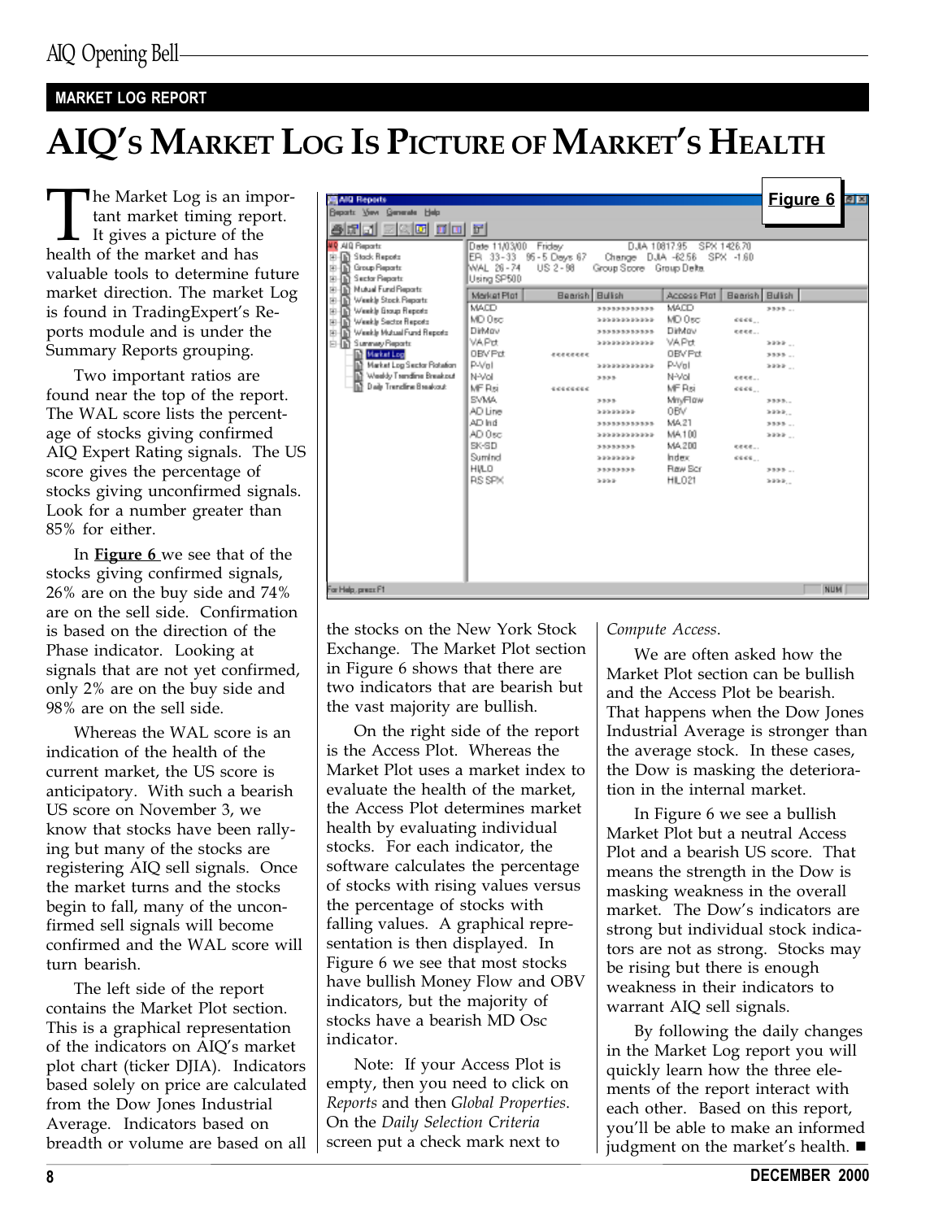MARKET LOG REPORT

# AIQ's Market Log Is Picture of Market's Health

The Market Log is an important market timing report. It gives a picture of the health of the market and has valuable tools to determine future market direction. The market Log is found in TradingExpert's Reports module and is under the Summary Reports grouping.

Two important ratios are found near the top of the report. The WAL score lists the percentage of stocks giving confirmed AIQ Expert Rating signals. The US score gives the percentage of stocks giving unconfirmed signals. Look for a number greater than 85% for either.

In **Figure 6** we see that of the stocks giving confirmed signals, 26% are on the buy side and 74% are on the sell side. Confirmation is based on the direction of the Phase indicator. Looking at signals that are not yet confirmed, only 2% are on the buy side and 98% are on the sell side.

Whereas the WAL score is an indication of the health of the current market, the US score is anticipatory. With such a bearish US score on November 3, we know that stocks have been rallying but many of the stocks are registering AIQ sell signals. Once the market turns and the stocks begin to fall, many of the unconfirmed sell signals will become confirmed and the WAL score will turn bearish.

The left side of the report contains the Market Plot section. This is a graphical representation of the indicators on AIQ's market plot chart (ticker DJIA). Indicators based solely on price are calculated from the Dow Jones Industrial Average. Indicators based on breadth or volume are based on all the stocks on the New York Stock Exchange. The Market Plot section in Figure 6 shows that there are two indicators that are bearish but the vast majority are bullish.

On the right side of the report is the Access Plot. Whereas the Market Plot uses a market index to evaluate the health of the market, the Access Plot determines market health by evaluating individual stocks. For each indicator, the software calculates the percentage of stocks with rising values versus the percentage of stocks with falling values. A graphical representation is then displayed. In Figure 6 we see that most stocks have bullish Money Flow and OBV indicators, but the majority of stocks have a bearish MD Osc indicator.

Note: If your Access Plot is empty, then you need to click on *Reports* and then *Global Properties*. On the *Daily Selection Criteria* screen put a check mark next to *Compute Access*.

We are often asked how the Market Plot section can be bullish and the Access Plot be bearish. That happens when the Dow Jones Industrial Average is stronger than the average stock. In these cases, the Dow is masking the deterioration in the internal market.

In Figure 6 we see a bullish Market Plot but a neutral Access Plot and a bearish US score. That means the strength in the Dow is masking weakness in the overall market. The Dow's indicators are strong but individual stock indicators are not as strong. Stocks may be rising but there is enough weakness in their indicators to warrant AIQ sell signals.

By following the daily changes in the Market Log report you will quickly learn how the three elements of the report interact with each other. Based on this report, you'll be able to make an informed judgment on the market's health. ■

**Figure 6**

AIQ Reports

Reports View Generate Help

AIQ Reports
Stock Reports
Group Reports
Sector Reports
Mutual Fund Reports
Weekly Stock Reports
Weekly Group Reports
Weekly Sector Reports
Weekly Mutual Fund Reports
Summary Reports
Market Log
Market Log Sector Rotation
Weekly Trendline Breakout
Daily Trendline Breakout

Date 11/03/00 Friday DJIA 10817.95 SPX 1426.70
ER 33 - 33 95 - 5 Days 67 Change DJIA -62.56 SPX -1.60
WAL 26 - 74 US 2 - 98 Group Score Group Delta
Using SP500

Market Plot | Bearish | Bullish | Access Plot | Bearish | Bullish

MACD, MD Osc, DirMov, VA Pct, OBV Pct, P-Vol, N-Vol, MF Rsi, SVMA, AD Line, AD Ind, AD Osc, SK-SD, SumInd, HI/LO, RS SPX

MACD, MD Osc, DirMov, VA Pct, OBV Pct, P-Vol, N-Vol, MF Rsi, MnyFlow, OBV, MA 21, MA 100, MA 200, Index, Raw Scr, HILO21

For Help, press F1 NUM